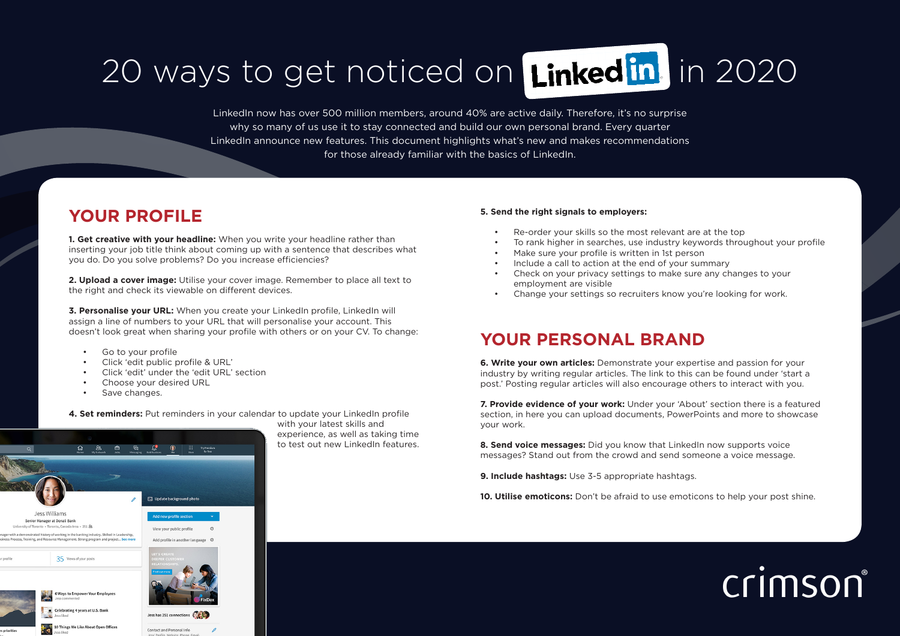# 20 ways to get noticed on LinkedIn in 2020

LinkedIn now has over 500 million members, around 40% are active daily. Therefore, it's no surprise why so many of us use it to stay connected and build our own personal brand. Every quarter LinkedIn announce new features. This document highlights what's new and makes recommendations for those already familiar with the basics of LinkedIn.

## YOUR PROFILE

**1. Get creative with your headline:** When you write your headline rather than inserting your job title think about coming up with a sentence that describes what you do. Do you solve problems? Do you increase efficiencies?

**2. Upload a cover image:** Utilise your cover image. Remember to place all text to the right and check its viewable on different devices.

**3. Personalise your URL:** When you create your LinkedIn profile, LinkedIn will assign a line of numbers to your URL that will personalise your account. This doesn't look great when sharing your profile with others or on your CV. To change:

- Go to your profile
- Click 'edit public profile & URL'
- Click 'edit' under the 'edit URL' section
- Choose your desired URL
- Save changes.

**4. Set reminders:** Put reminders in your calendar to update your LinkedIn profile with your latest skills and experience, as well as taking time to test out new LinkedIn features.

**5. Send the right signals to employers:**

- Re-order your skills so the most relevant are at the top
- To rank higher in searches, use industry keywords throughout your profile
- Make sure your profile is written in 1st person
- Include a call to action at the end of your summary
- Check on your privacy settings to make sure any changes to your employment are visible
- Change your settings so recruiters know you're looking for work.

## YOUR PERSONAL BRAND

**6. Write your own articles:** Demonstrate your expertise and passion for your industry by writing regular articles. The link to this can be found under 'start a post.' Posting regular articles will also encourage others to interact with you.

**7. Provide evidence of your work:** Under your 'About' section there is a featured section, in here you can upload documents, PowerPoints and more to showcase your work.

**8. Send voice messages:** Did you know that LinkedIn now supports voice messages? Stand out from the crowd and send someone a voice message.

**9. Include hashtags:** Use 3-5 appropriate hashtags.

**10. Utilise emoticons:** Don't be afraid to use emoticons to help your post shine.

crimson®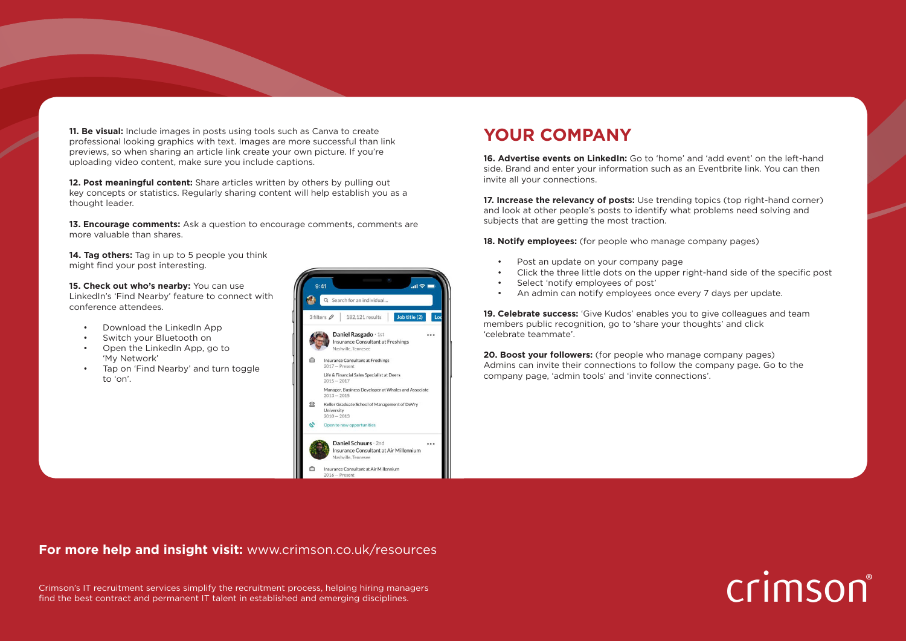**11. Be visual:** Include images in posts using tools such as Canva to create professional looking graphics with text. Images are more successful than link previews, so when sharing an article link create your own picture. If you're uploading video content, make sure you include captions.

**12. Post meaningful content:** Share articles written by others by pulling out key concepts or statistics. Regularly sharing content will help establish you as a thought leader.

**13. Encourage comments:** Ask a question to encourage comments, comments are more valuable than shares.

**14. Tag others:** Tag in up to 5 people you think might find your post interesting.

**15. Check out who's nearby:** You can use LinkedIn's 'Find Nearby' feature to connect with conference attendees.

- Download the LinkedIn App
- Switch your Bluetooth on
- Open the LinkedIn App, go to 'My Network'
- Tap on 'Find Nearby' and turn toggle to 'on'.

## YOUR COMPANY

**16. Advertise events on LinkedIn:** Go to 'home' and 'add event' on the left-hand side. Brand and enter your information such as an Eventbrite link. You can then invite all your connections.

**17. Increase the relevancy of posts:** Use trending topics (top right-hand corner) and look at other people's posts to identify what problems need solving and subjects that are getting the most traction.

**18. Notify employees:** (for people who manage company pages)

- Post an update on your company page
- Click the three little dots on the upper right-hand side of the specific post
- Select 'notify employees of post'
- An admin can notify employees once every 7 days per update.

**19. Celebrate success:** 'Give Kudos' enables you to give colleagues and team members public recognition, go to 'share your thoughts' and click 'celebrate teammate'.

**20. Boost your followers:** (for people who manage company pages) Admins can invite their connections to follow the company page. Go to the company page, 'admin tools' and 'invite connections'.

**For more help and insight visit:** www.crimson.co.uk/resources

Crimson's IT recruitment services simplify the recruitment process, helping hiring managers find the best contract and permanent IT talent in established and emerging disciplines.

crimson®